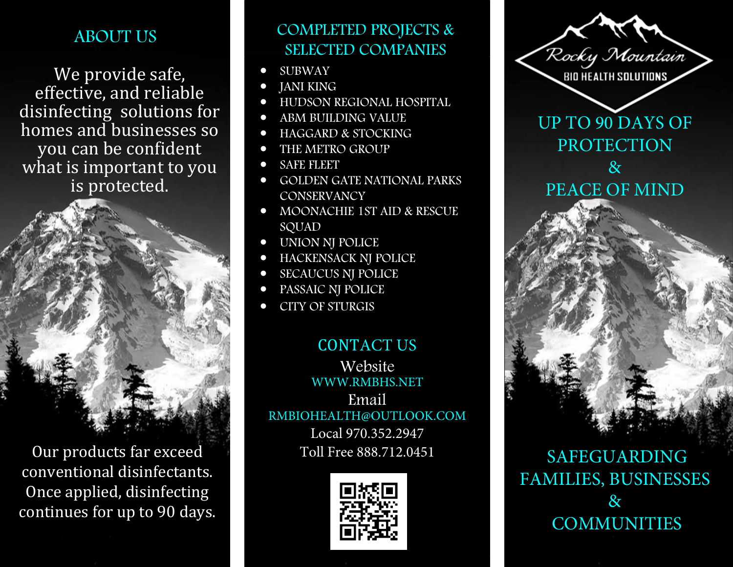## ABOUT US

We provide safe, effective, and reliable disinfecting solutions for homes and businesses so you can be confident what is important to you is protected.

Our products far exceed conventional disinfectants. Once applied, disinfecting continues for up to 90 days.

## COMPLETED PROJECTS & SELECTED COMPANIES

- SUBWAY
- JANI KING
- HUDSON REGIONAL HOSPITAL
- ABM BUILDING VALUE
- HAGGARD & STOCKING
- THE METRO GROUP
- SAFE FLEET
- GOLDEN GATE NATIONAL PARKS CONSERVANCY
- MOONACHIE 1ST AID & RESCUE SQUAD
- UNION NJ POLICE
- HACKENSACK NJ POLICE
- SECAUCUS NJ POLICE
- PASSAIC NJ POLICE
- CITY OF STURGIS

## CONTACT US

Website
WWW.RMBHS.NET

Email
RMBIOHEALTH@OUTLOOK.COM

Local 970.352.2947

Toll Free 888.712.0451

Rocky Mountain
BIO HEALTH SOLUTIONS

## UP TO 90 DAYS OF PROTECTION & PEACE OF MIND

## SAFEGUARDING FAMILIES, BUSINESSES & COMMUNITIES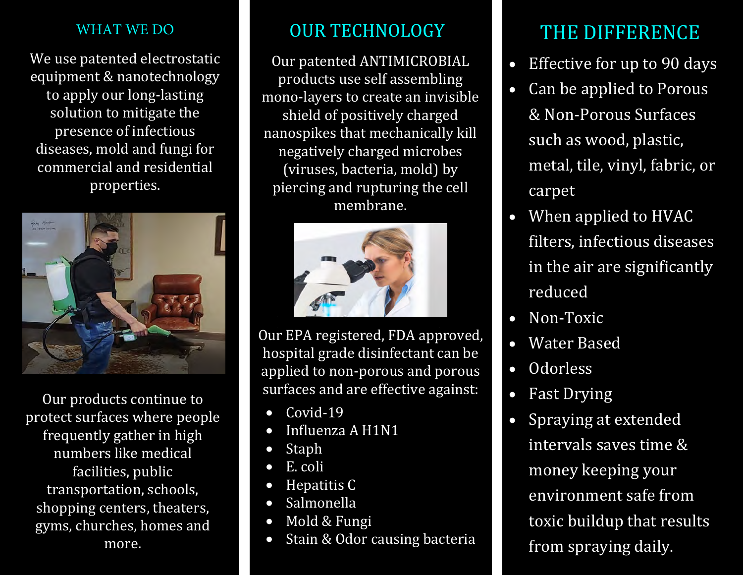## WHAT WE DO

We use patented electrostatic equipment & nanotechnology to apply our long-lasting solution to mitigate the presence of infectious diseases, mold and fungi for commercial and residential properties.

Our products continue to protect surfaces where people frequently gather in high numbers like medical facilities, public transportation, schools, shopping centers, theaters, gyms, churches, homes and more.

## OUR TECHNOLOGY

Our patented ANTIMICROBIAL products use self assembling mono-layers to create an invisible shield of positively charged nanospikes that mechanically kill negatively charged microbes (viruses, bacteria, mold) by piercing and rupturing the cell membrane.

Our EPA registered, FDA approved, hospital grade disinfectant can be applied to non-porous and porous surfaces and are effective against:

- Covid-19
- Influenza A H1N1
- Staph
- E. coli
- Hepatitis C
- Salmonella
- Mold & Fungi
- Stain & Odor causing bacteria

## THE DIFFERENCE

- Effective for up to 90 days
- Can be applied to Porous & Non-Porous Surfaces such as wood, plastic, metal, tile, vinyl, fabric, or carpet
- When applied to HVAC filters, infectious diseases in the air are significantly reduced
- Non-Toxic
- Water Based
- Odorless
- Fast Drying
- Spraying at extended intervals saves time & money keeping your environment safe from toxic buildup that results from spraying daily.